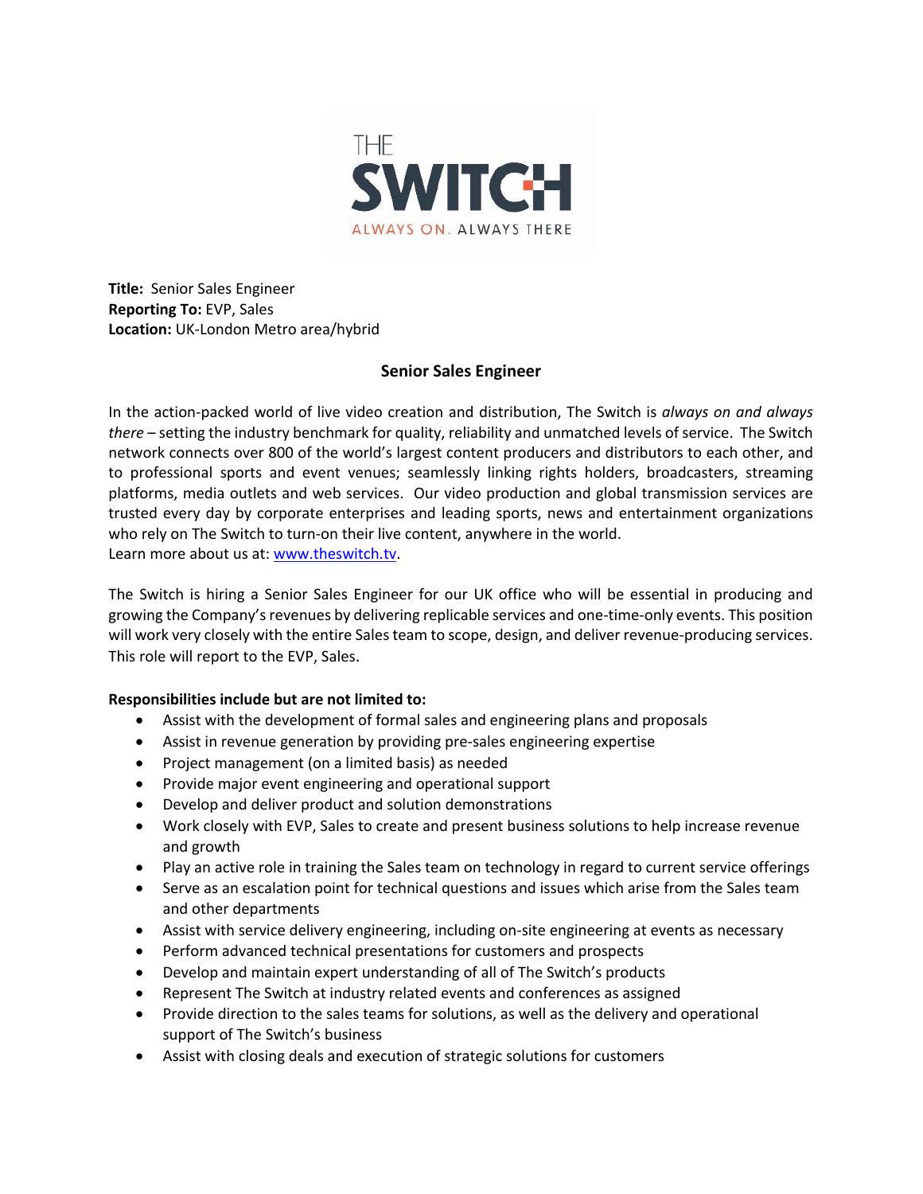**Title:** Senior Sales Engineer
**Reporting To:** EVP, Sales
**Location:** UK-London Metro area/hybrid

## Senior Sales Engineer

In the action-packed world of live video creation and distribution, The Switch is *always on and always there* – setting the industry benchmark for quality, reliability and unmatched levels of service. The Switch network connects over 800 of the world's largest content producers and distributors to each other, and to professional sports and event venues; seamlessly linking rights holders, broadcasters, streaming platforms, media outlets and web services. Our video production and global transmission services are trusted every day by corporate enterprises and leading sports, news and entertainment organizations who rely on The Switch to turn-on their live content, anywhere in the world.
Learn more about us at: [www.theswitch.tv](http://www.theswitch.tv).

The Switch is hiring a Senior Sales Engineer for our UK office who will be essential in producing and growing the Company's revenues by delivering replicable services and one-time-only events. This position will work very closely with the entire Sales team to scope, design, and deliver revenue-producing services. This role will report to the EVP, Sales.

**Responsibilities include but are not limited to:**

- Assist with the development of formal sales and engineering plans and proposals
- Assist in revenue generation by providing pre-sales engineering expertise
- Project management (on a limited basis) as needed
- Provide major event engineering and operational support
- Develop and deliver product and solution demonstrations
- Work closely with EVP, Sales to create and present business solutions to help increase revenue and growth
- Play an active role in training the Sales team on technology in regard to current service offerings
- Serve as an escalation point for technical questions and issues which arise from the Sales team and other departments
- Assist with service delivery engineering, including on-site engineering at events as necessary
- Perform advanced technical presentations for customers and prospects
- Develop and maintain expert understanding of all of The Switch's products
- Represent The Switch at industry related events and conferences as assigned
- Provide direction to the sales teams for solutions, as well as the delivery and operational support of The Switch's business
- Assist with closing deals and execution of strategic solutions for customers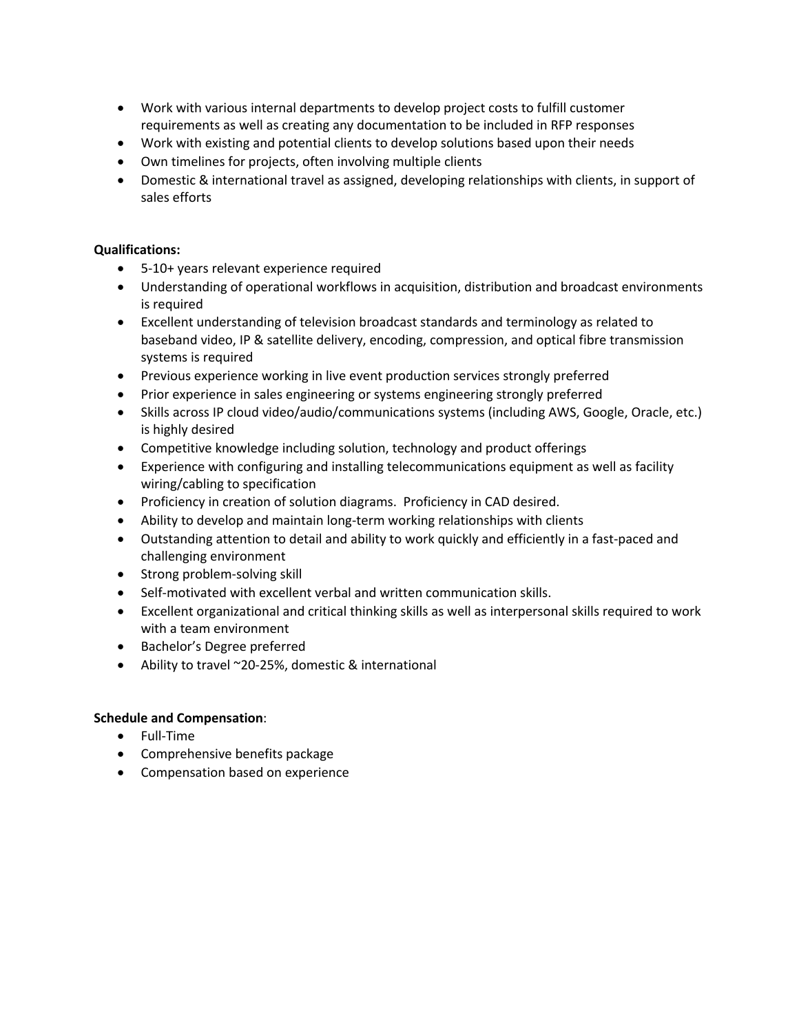- Work with various internal departments to develop project costs to fulfill customer requirements as well as creating any documentation to be included in RFP responses
- Work with existing and potential clients to develop solutions based upon their needs
- Own timelines for projects, often involving multiple clients
- Domestic & international travel as assigned, developing relationships with clients, in support of sales efforts

**Qualifications:**

- 5-10+ years relevant experience required
- Understanding of operational workflows in acquisition, distribution and broadcast environments is required
- Excellent understanding of television broadcast standards and terminology as related to baseband video, IP & satellite delivery, encoding, compression, and optical fibre transmission systems is required
- Previous experience working in live event production services strongly preferred
- Prior experience in sales engineering or systems engineering strongly preferred
- Skills across IP cloud video/audio/communications systems (including AWS, Google, Oracle, etc.) is highly desired
- Competitive knowledge including solution, technology and product offerings
- Experience with configuring and installing telecommunications equipment as well as facility wiring/cabling to specification
- Proficiency in creation of solution diagrams. Proficiency in CAD desired.
- Ability to develop and maintain long-term working relationships with clients
- Outstanding attention to detail and ability to work quickly and efficiently in a fast-paced and challenging environment
- Strong problem-solving skill
- Self-motivated with excellent verbal and written communication skills.
- Excellent organizational and critical thinking skills as well as interpersonal skills required to work with a team environment
- Bachelor's Degree preferred
- Ability to travel ~20-25%, domestic & international

**Schedule and Compensation**:

- Full-Time
- Comprehensive benefits package
- Compensation based on experience